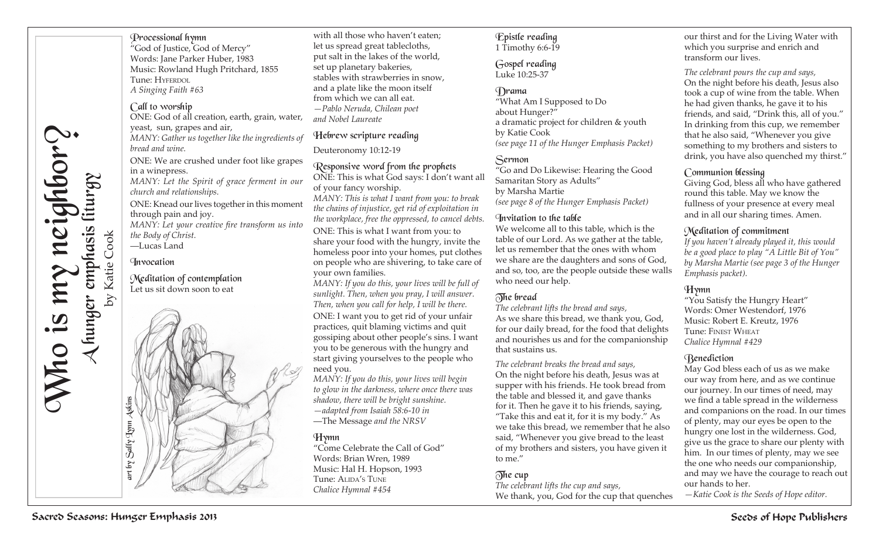# Who is my neighbor?

## A hunger emphasis liturgy

by Katie Cook

art by Sally Lynn Askins

### Processional hymn

"God of Justice, God of Mercy"
Words: Jane Parker Huber, 1983
Music: Rowland Hugh Pritchard, 1855
Tune: Hyferdol
*A Singing Faith #63*

### Call to worship

ONE: God of all creation, earth, grain, water, yeast, sun, grapes and air,

*MANY: Gather us together like the ingredients of bread and wine.*

ONE: We are crushed under foot like grapes in a winepress.

*MANY: Let the Spirit of grace ferment in our church and relationships.*

ONE: Knead our lives together in this moment through pain and joy.

*MANY: Let your creative fire transform us into the Body of Christ.*

—Lucas Land

### Invocation

### Meditation of contemplation

Let us sit down soon to eat
with all those who haven't eaten;
let us spread great tablecloths,
put salt in the lakes of the world,
set up planetary bakeries,
stables with strawberries in snow,
and a plate like the moon itself
from which we can all eat.

*—Pablo Neruda, Chilean poet and Nobel Laureate*

### Hebrew scripture reading

Deuteronomy 10:12-19

### Responsive word from the prophets

ONE: This is what God says: I don't want all of your fancy worship.

*MANY: This is what I want from you: to break the chains of injustice, get rid of exploitation in the workplace, free the oppressed, to cancel debts.*

ONE: This is what I want from you: to share your food with the hungry, invite the homeless poor into your homes, put clothes on people who are shivering, to take care of your own families.

*MANY: If you do this, your lives will be full of sunlight. Then, when you pray, I will answer. Then, when you call for help, I will be there.*

ONE: I want you to get rid of your unfair practices, quit blaming victims and quit gossiping about other people's sins. I want you to be generous with the hungry and start giving yourselves to the people who need you.

*MANY: If you do this, your lives will begin to glow in the darkness, where once there was shadow, there will be bright sunshine.*

*—adapted from Isaiah 58:6-10 in* —The Message *and the NRSV*

### Hymn

"Come Celebrate the Call of God"
Words: Brian Wren, 1989
Music: Hal H. Hopson, 1993
Tune: Alida's Tune
*Chalice Hymnal #454*

### Epistle reading

1 Timothy 6:6-19

### Gospel reading

Luke 10:25-37

### Drama

"What Am I Supposed to Do about Hunger?"
a dramatic project for children & youth
by Katie Cook
*(see page 11 of the Hunger Emphasis Packet)*

### Sermon

"Go and Do Likewise: Hearing the Good Samaritan Story as Adults"
by Marsha Martie
*(see page 8 of the Hunger Emphasis Packet)*

### Invitation to the table

We welcome all to this table, which is the table of our Lord. As we gather at the table, let us remember that the ones with whom we share are the daughters and sons of God, and so, too, are the people outside these walls who need our help.

### The bread

*The celebrant lifts the bread and says,*

As we share this bread, we thank you, God, for our daily bread, for the food that delights and nourishes us and for the companionship that sustains us.

*The celebrant breaks the bread and says,*

On the night before his death, Jesus was at supper with his friends. He took bread from the table and blessed it, and gave thanks for it. Then he gave it to his friends, saying, "Take this and eat it, for it is my body." As we take this bread, we remember that he also said, "Whenever you give bread to the least of my brothers and sisters, you have given it to me."

### The cup

*The celebrant lifts the cup and says,*

We thank, you, God for the cup that quenches our thirst and for the Living Water with which you surprise and enrich and transform our lives.

*The celebrant pours the cup and says,*

On the night before his death, Jesus also took a cup of wine from the table. When he had given thanks, he gave it to his friends, and said, "Drink this, all of you." In drinking from this cup, we remember that he also said, "Whenever you give something to my brothers and sisters to drink, you have also quenched my thirst."

### Communion blessing

Giving God, bless all who have gathered round this table. May we know the fullness of your presence at every meal and in all our sharing times. Amen.

### Meditation of commitment

*If you haven't already played it, this would be a good place to play "A Little Bit of You" by Marsha Martie (see page 3 of the Hunger Emphasis packet).*

### Hymn

"You Satisfy the Hungry Heart"
Words: Omer Westendorf, 1976
Music: Robert E. Kreutz, 1976
Tune: Finest Wheat
*Chalice Hymnal #429*

### Benediction

May God bless each of us as we make our way from here, and as we continue our journey. In our times of need, may we find a table spread in the wilderness and companions on the road. In our times of plenty, may our eyes be open to the hungry one lost in the wilderness. God, give us the grace to share our plenty with him. In our times of plenty, may we see the one who needs our companionship, and may we have the courage to reach out our hands to her.

*—Katie Cook is the Seeds of Hope editor.*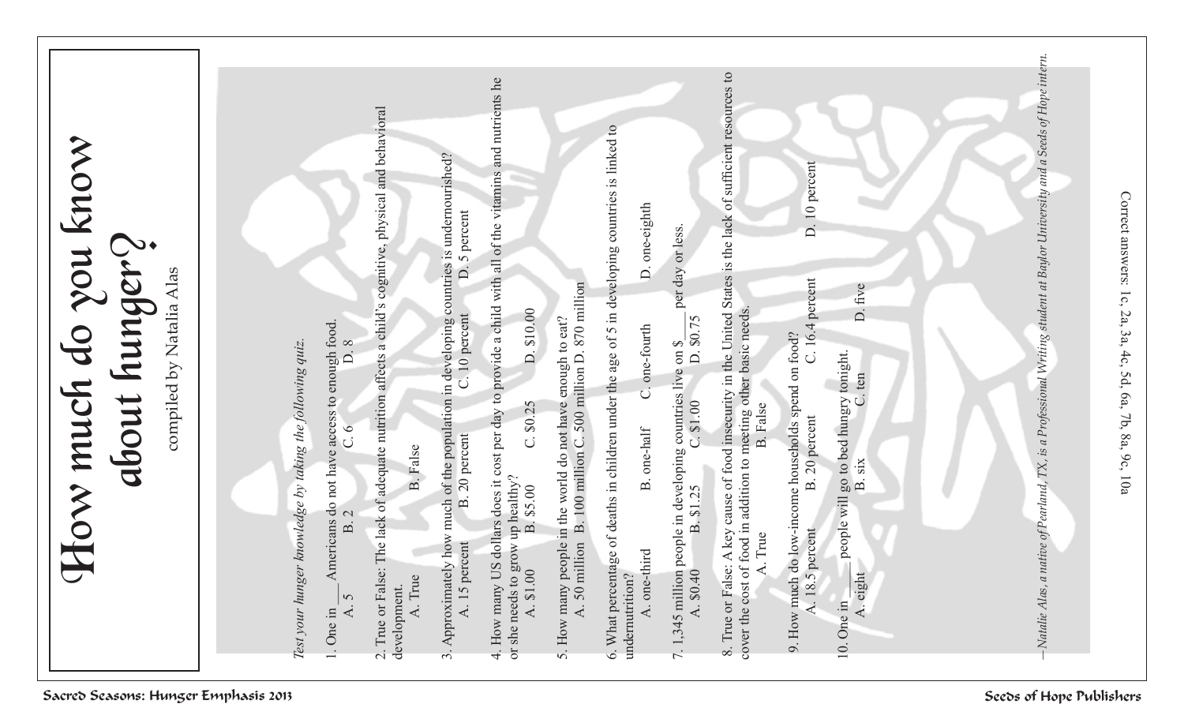# How much do you know about hunger?

compiled by Natalia Alas

*Test your hunger knowledge by taking the following quiz.*

1. One in ___ Americans do not have access to enough food.
   A. 5  B. 2  C. 6  D. 8

2. True or False: The lack of adequate nutrition affects a child's cognitive, physical and behavioral development.
   A. True  B. False

3. Approximately how much of the population in developing countries is undernourished?
   A. 15 percent  B. 20 percent  C. 10 percent  D. 5 percent

4. How many US dollars does it cost per day to provide a child with all of the vitamins and nutrients he or she needs to grow up healthy?
   A. $1.00  B. $5.00  C. $0.25  D. $10.00

5. How many people in the world do not have enough to eat?
   A. 50 million  B. 100 million  C. 500 million  D. 870 million

6. What percentage of deaths in children under the age of 5 in developing countries is linked to undernutrition?
   A. one-third  B. one-half  C. one-fourth  D. one-eighth

7. 1,345 million people in developing countries live on $___ per day or less.
   A. $0.40  B. $1.25  C. $1.00  D. $0.75

8. True or False: A key cause of food insecurity in the United States is the lack of sufficient resources to cover the cost of food in addition to meeting other basic needs.
   A. True  B. False

9. How much do low-income households spend on food?
   A. 18.5 percent  B. 20 percent  C. 16.4 percent  D. 10 percent

10. One in ____ people will go to bed hungry tonight.
    A. eight  B. six  C. ten  D. five

*—Natalie Alas, a native of Pearland, TX, is a Professional Writing student at Baylor University and a Seeds of Hope intern.*

Correct answers: 1c, 2a, 3a, 4c, 5d, 6a, 7b, 8a, 9c, 10a